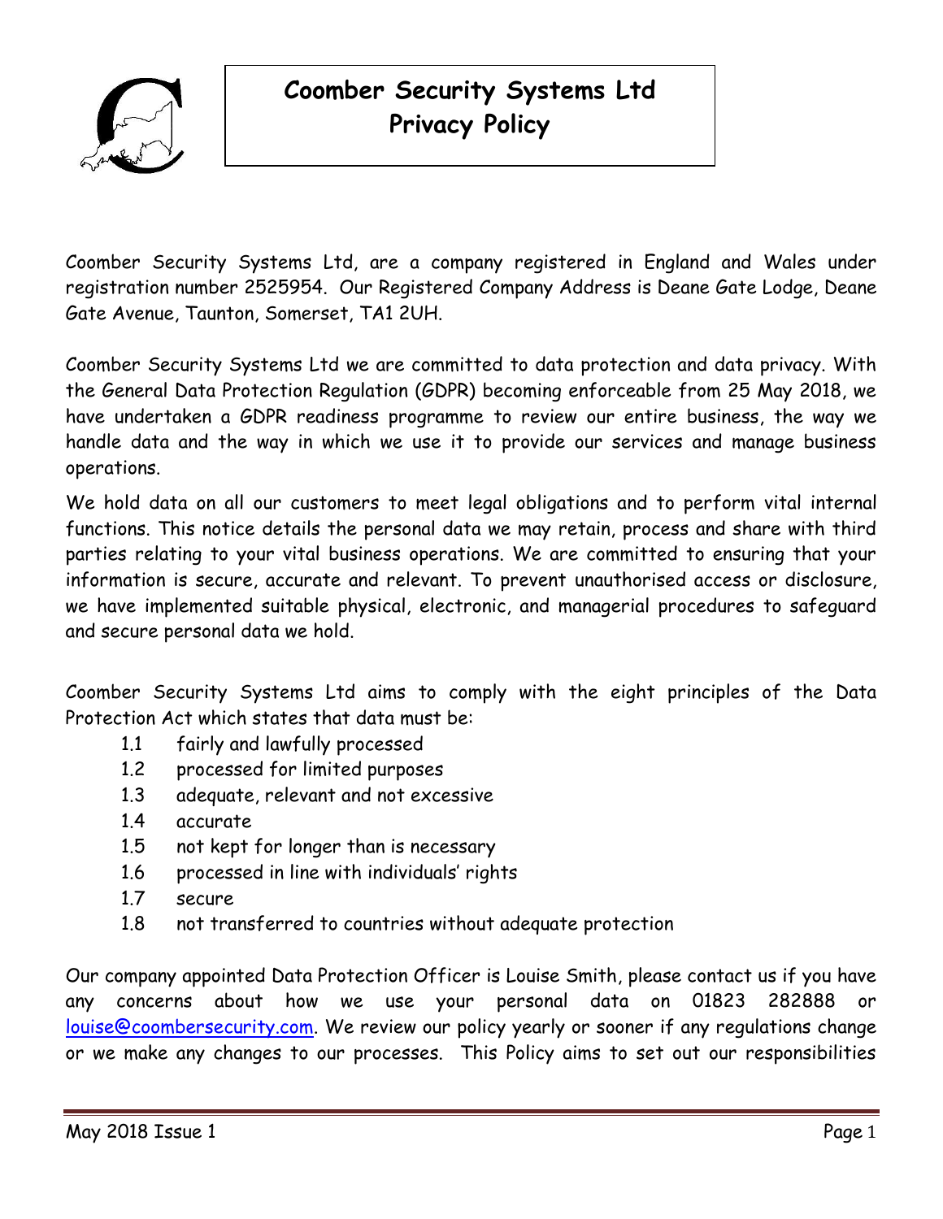# Coomber Security Systems Ltd
# Privacy Policy

Coomber Security Systems Ltd, are a company registered in England and Wales under registration number 2525954. Our Registered Company Address is Deane Gate Lodge, Deane Gate Avenue, Taunton, Somerset, TA1 2UH.

Coomber Security Systems Ltd we are committed to data protection and data privacy. With the General Data Protection Regulation (GDPR) becoming enforceable from 25 May 2018, we have undertaken a GDPR readiness programme to review our entire business, the way we handle data and the way in which we use it to provide our services and manage business operations.

We hold data on all our customers to meet legal obligations and to perform vital internal functions. This notice details the personal data we may retain, process and share with third parties relating to your vital business operations. We are committed to ensuring that your information is secure, accurate and relevant. To prevent unauthorised access or disclosure, we have implemented suitable physical, electronic, and managerial procedures to safeguard and secure personal data we hold.

Coomber Security Systems Ltd aims to comply with the eight principles of the Data Protection Act which states that data must be:

- 1.1 fairly and lawfully processed
- 1.2 processed for limited purposes
- 1.3 adequate, relevant and not excessive
- 1.4 accurate
- 1.5 not kept for longer than is necessary
- 1.6 processed in line with individuals' rights
- 1.7 secure
- 1.8 not transferred to countries without adequate protection

Our company appointed Data Protection Officer is Louise Smith, please contact us if you have any concerns about how we use your personal data on 01823 282888 or louise@coombersecurity.com. We review our policy yearly or sooner if any regulations change or we make any changes to our processes. This Policy aims to set out our responsibilities

May 2018 Issue 1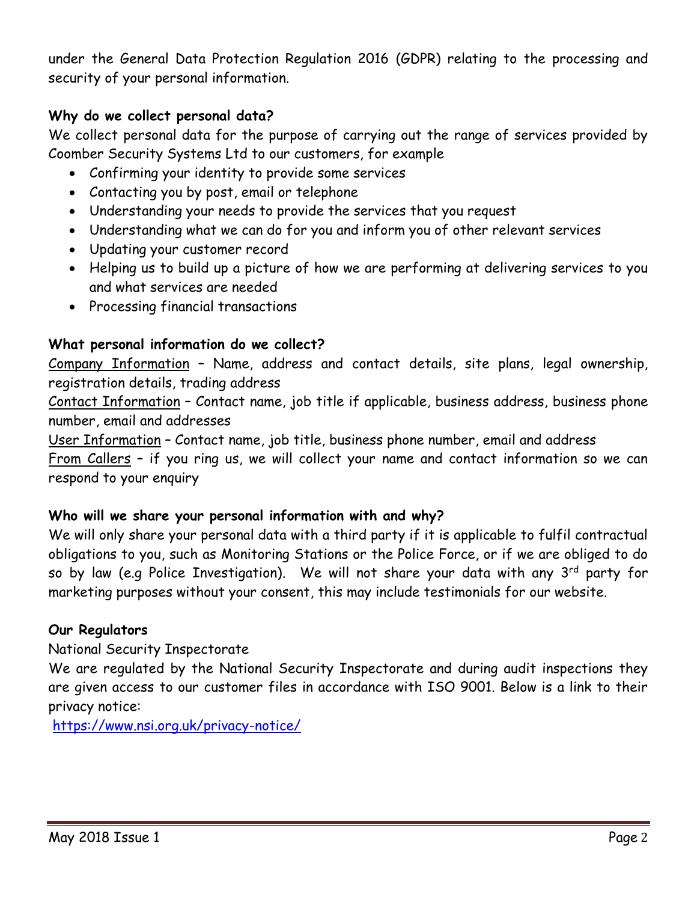under the General Data Protection Regulation 2016 (GDPR) relating to the processing and security of your personal information.

**Why do we collect personal data?**

We collect personal data for the purpose of carrying out the range of services provided by Coomber Security Systems Ltd to our customers, for example

- Confirming your identity to provide some services
- Contacting you by post, email or telephone
- Understanding your needs to provide the services that you request
- Understanding what we can do for you and inform you of other relevant services
- Updating your customer record
- Helping us to build up a picture of how we are performing at delivering services to you and what services are needed
- Processing financial transactions

**What personal information do we collect?**

Company Information – Name, address and contact details, site plans, legal ownership, registration details, trading address

Contact Information – Contact name, job title if applicable, business address, business phone number, email and addresses

User Information – Contact name, job title, business phone number, email and address

From Callers – if you ring us, we will collect your name and contact information so we can respond to your enquiry

**Who will we share your personal information with and why?**

We will only share your personal data with a third party if it is applicable to fulfil contractual obligations to you, such as Monitoring Stations or the Police Force, or if we are obliged to do so by law (e.g Police Investigation). We will not share your data with any 3rd party for marketing purposes without your consent, this may include testimonials for our website.

**Our Regulators**

National Security Inspectorate

We are regulated by the National Security Inspectorate and during audit inspections they are given access to our customer files in accordance with ISO 9001. Below is a link to their privacy notice:

https://www.nsi.org.uk/privacy-notice/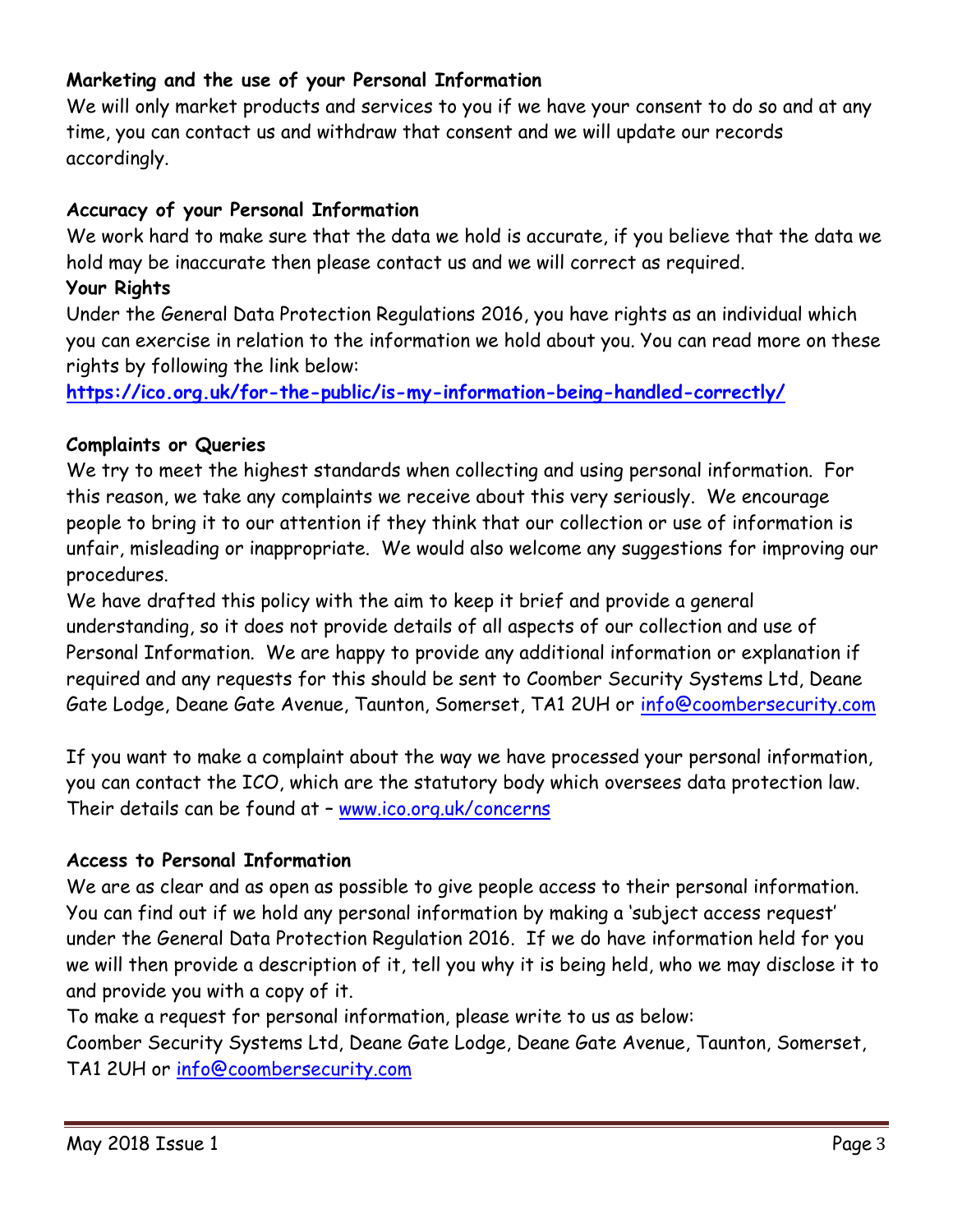**Marketing and the use of your Personal Information**

We will only market products and services to you if we have your consent to do so and at any time, you can contact us and withdraw that consent and we will update our records accordingly.

**Accuracy of your Personal Information**

We work hard to make sure that the data we hold is accurate, if you believe that the data we hold may be inaccurate then please contact us and we will correct as required.

**Your Rights**

Under the General Data Protection Regulations 2016, you have rights as an individual which you can exercise in relation to the information we hold about you. You can read more on these rights by following the link below:

**https://ico.org.uk/for-the-public/is-my-information-being-handled-correctly/**

**Complaints or Queries**

We try to meet the highest standards when collecting and using personal information. For this reason, we take any complaints we receive about this very seriously. We encourage people to bring it to our attention if they think that our collection or use of information is unfair, misleading or inappropriate. We would also welcome any suggestions for improving our procedures.

We have drafted this policy with the aim to keep it brief and provide a general understanding, so it does not provide details of all aspects of our collection and use of Personal Information. We are happy to provide any additional information or explanation if required and any requests for this should be sent to Coomber Security Systems Ltd, Deane Gate Lodge, Deane Gate Avenue, Taunton, Somerset, TA1 2UH or info@coombersecurity.com

If you want to make a complaint about the way we have processed your personal information, you can contact the ICO, which are the statutory body which oversees data protection law. Their details can be found at – www.ico.org.uk/concerns

**Access to Personal Information**

We are as clear and as open as possible to give people access to their personal information. You can find out if we hold any personal information by making a 'subject access request' under the General Data Protection Regulation 2016. If we do have information held for you we will then provide a description of it, tell you why it is being held, who we may disclose it to and provide you with a copy of it.

To make a request for personal information, please write to us as below:

Coomber Security Systems Ltd, Deane Gate Lodge, Deane Gate Avenue, Taunton, Somerset, TA1 2UH or info@coombersecurity.com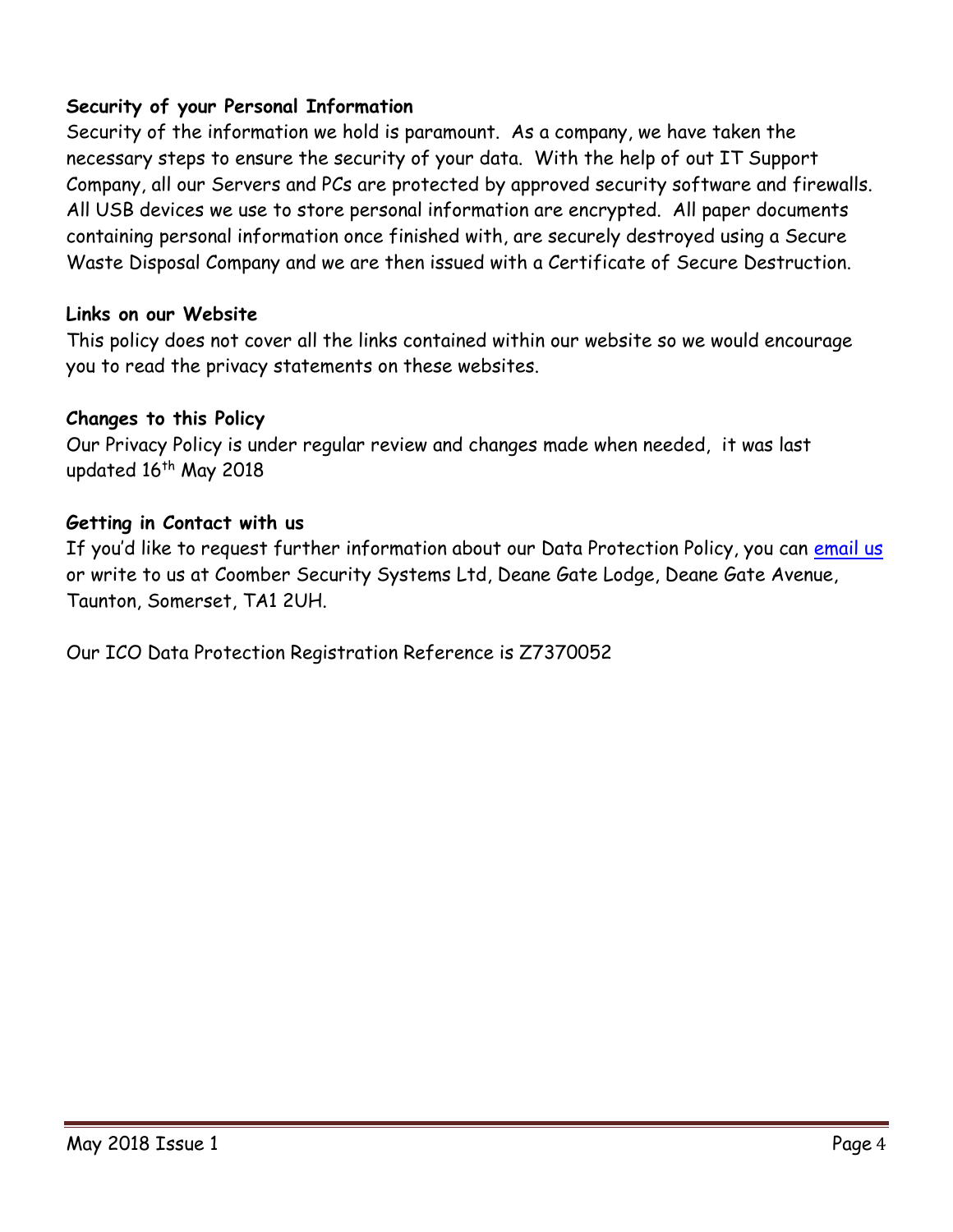**Security of your Personal Information**

Security of the information we hold is paramount. As a company, we have taken the necessary steps to ensure the security of your data. With the help of out IT Support Company, all our Servers and PCs are protected by approved security software and firewalls. All USB devices we use to store personal information are encrypted. All paper documents containing personal information once finished with, are securely destroyed using a Secure Waste Disposal Company and we are then issued with a Certificate of Secure Destruction.

**Links on our Website**

This policy does not cover all the links contained within our website so we would encourage you to read the privacy statements on these websites.

**Changes to this Policy**

Our Privacy Policy is under regular review and changes made when needed, it was last updated 16th May 2018

**Getting in Contact with us**

If you'd like to request further information about our Data Protection Policy, you can email us or write to us at Coomber Security Systems Ltd, Deane Gate Lodge, Deane Gate Avenue, Taunton, Somerset, TA1 2UH.

Our ICO Data Protection Registration Reference is Z7370052